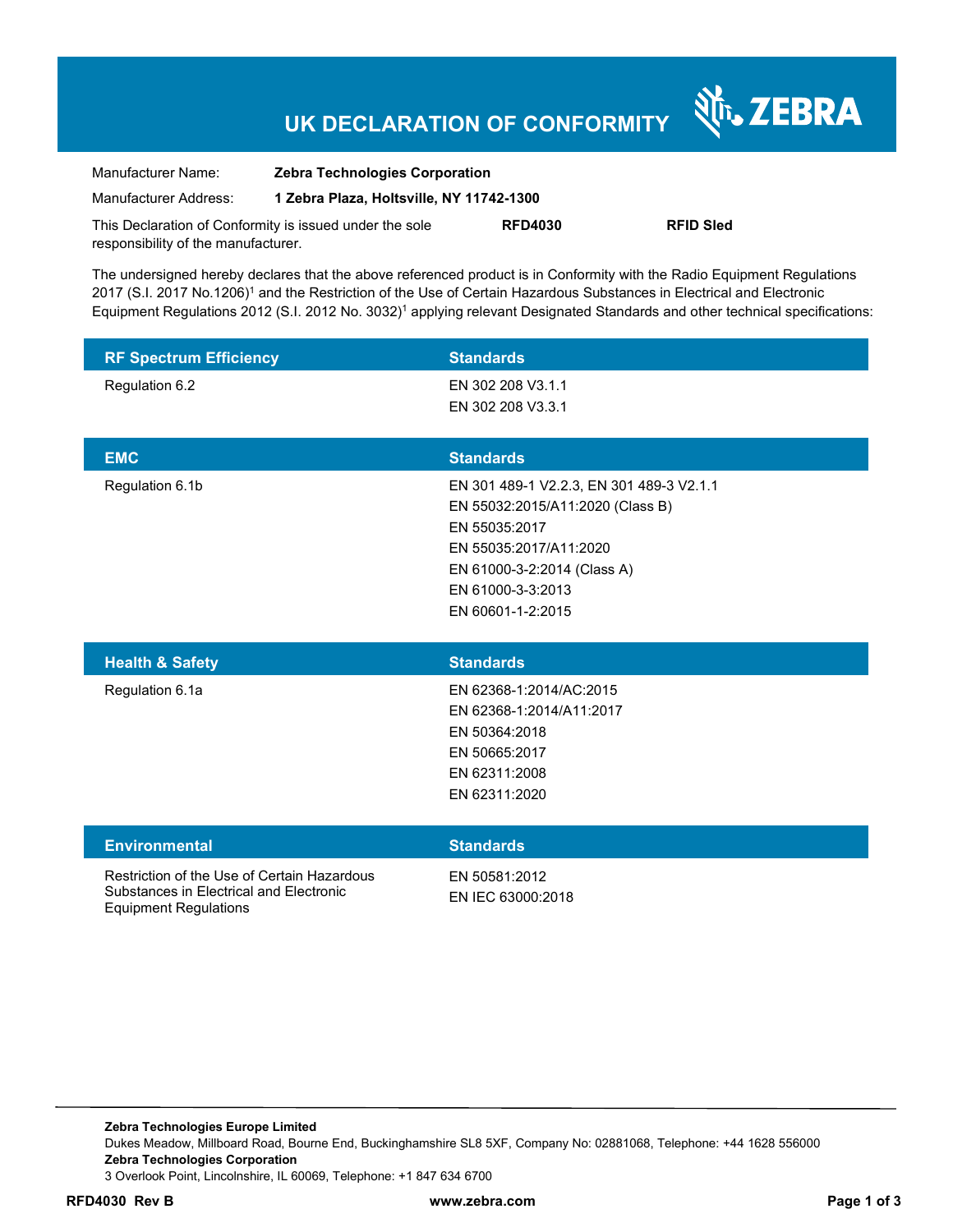# UK DECLARATION OF CONFORMITY

ZEBRA

Manufacturer Name: **Zebra Technologies Corporation**

Manufacturer Address: **1 Zebra Plaza, Holtsville, NY 11742-1300**

This Declaration of Conformity is issued under the sole responsibility of the manufacturer. **RFD4030** **RFID Sled**

The undersigned hereby declares that the above referenced product is in Conformity with the Radio Equipment Regulations 2017 (S.I. 2017 No.1206)[1] and the Restriction of the Use of Certain Hazardous Substances in Electrical and Electronic Equipment Regulations 2012 (S.I. 2012 No. 3032)[1] applying relevant Designated Standards and other technical specifications:

| RF Spectrum Efficiency | Standards |
|---|---|
| Regulation 6.2 | EN 302 208 V3.1.1<br>EN 302 208 V3.3.1 |

| EMC | Standards |
|---|---|
| Regulation 6.1b | EN 301 489-1 V2.2.3, EN 301 489-3 V2.1.1<br>EN 55032:2015/A11:2020 (Class B)<br>EN 55035:2017<br>EN 55035:2017/A11:2020<br>EN 61000-3-2:2014 (Class A)<br>EN 61000-3-3:2013<br>EN 60601-1-2:2015 |

| Health & Safety | Standards |
|---|---|
| Regulation 6.1a | EN 62368-1:2014/AC:2015<br>EN 62368-1:2014/A11:2017<br>EN 50364:2018<br>EN 50665:2017<br>EN 62311:2008<br>EN 62311:2020 |

| Environmental | Standards |
|---|---|
| Restriction of the Use of Certain Hazardous Substances in Electrical and Electronic Equipment Regulations | EN 50581:2012<br>EN IEC 63000:2018 |

**Zebra Technologies Europe Limited**
Dukes Meadow, Millboard Road, Bourne End, Buckinghamshire SL8 5XF, Company No: 02881068, Telephone: +44 1628 556000
**Zebra Technologies Corporation**
3 Overlook Point, Lincolnshire, IL 60069, Telephone: +1 847 634 6700

**RFD4030 Rev B** **www.zebra.com**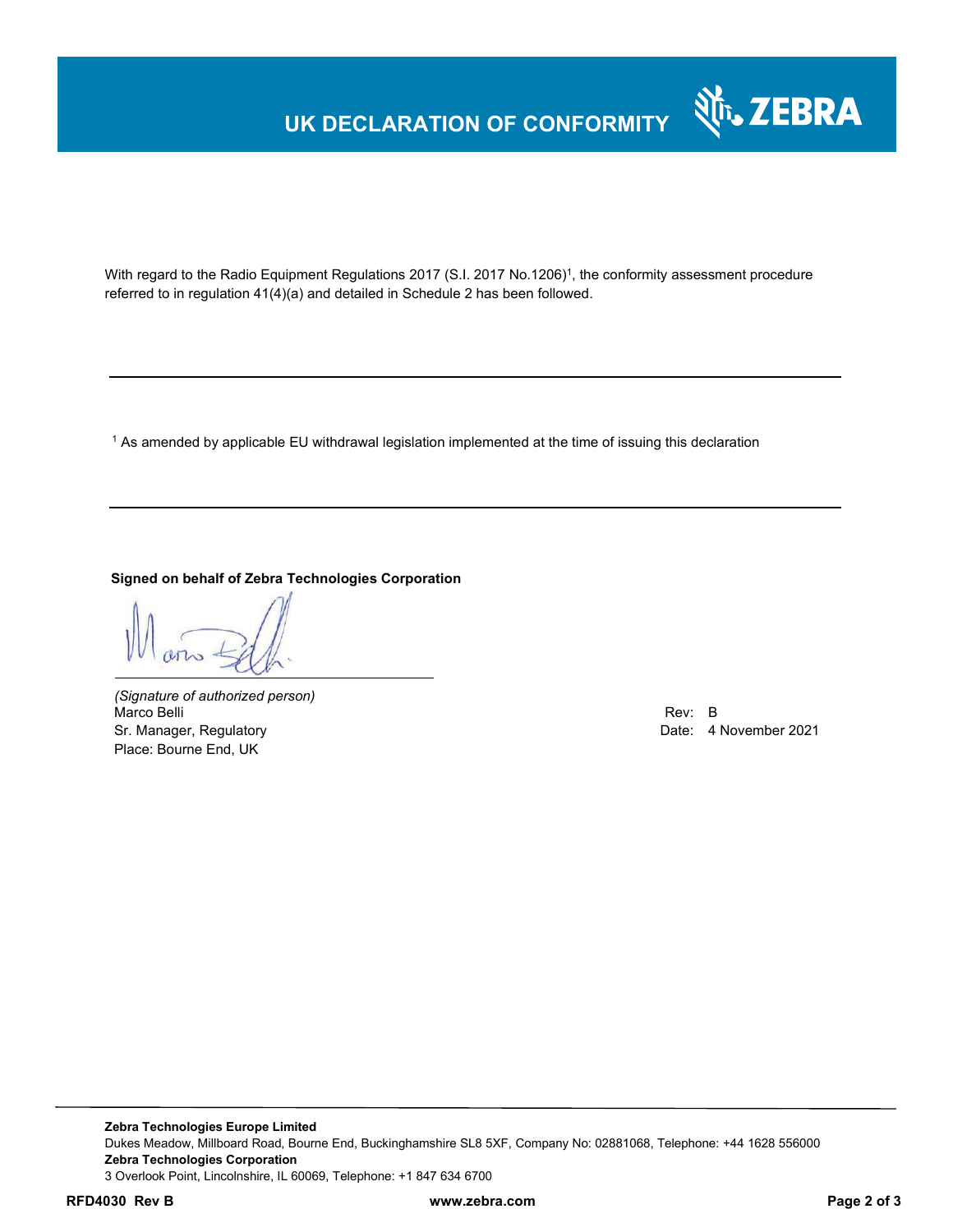# UK DECLARATION OF CONFORMITY

With regard to the Radio Equipment Regulations 2017 (S.I. 2017 No.1206)[1], the conformity assessment procedure referred to in regulation 41(4)(a) and detailed in Schedule 2 has been followed.

---

[1] As amended by applicable EU withdrawal legislation implemented at the time of issuing this declaration

---

**Signed on behalf of Zebra Technologies Corporation**

*(Signature of authorized person)*
Marco Belli
Sr. Manager, Regulatory
Place: Bourne End, UK

Rev: B
Date: 4 November 2021

**Zebra Technologies Europe Limited**
Dukes Meadow, Millboard Road, Bourne End, Buckinghamshire SL8 5XF, Company No: 02881068, Telephone: +44 1628 556000
**Zebra Technologies Corporation**
3 Overlook Point, Lincolnshire, IL 60069, Telephone: +1 847 634 6700

**RFD4030 Rev B** www.zebra.com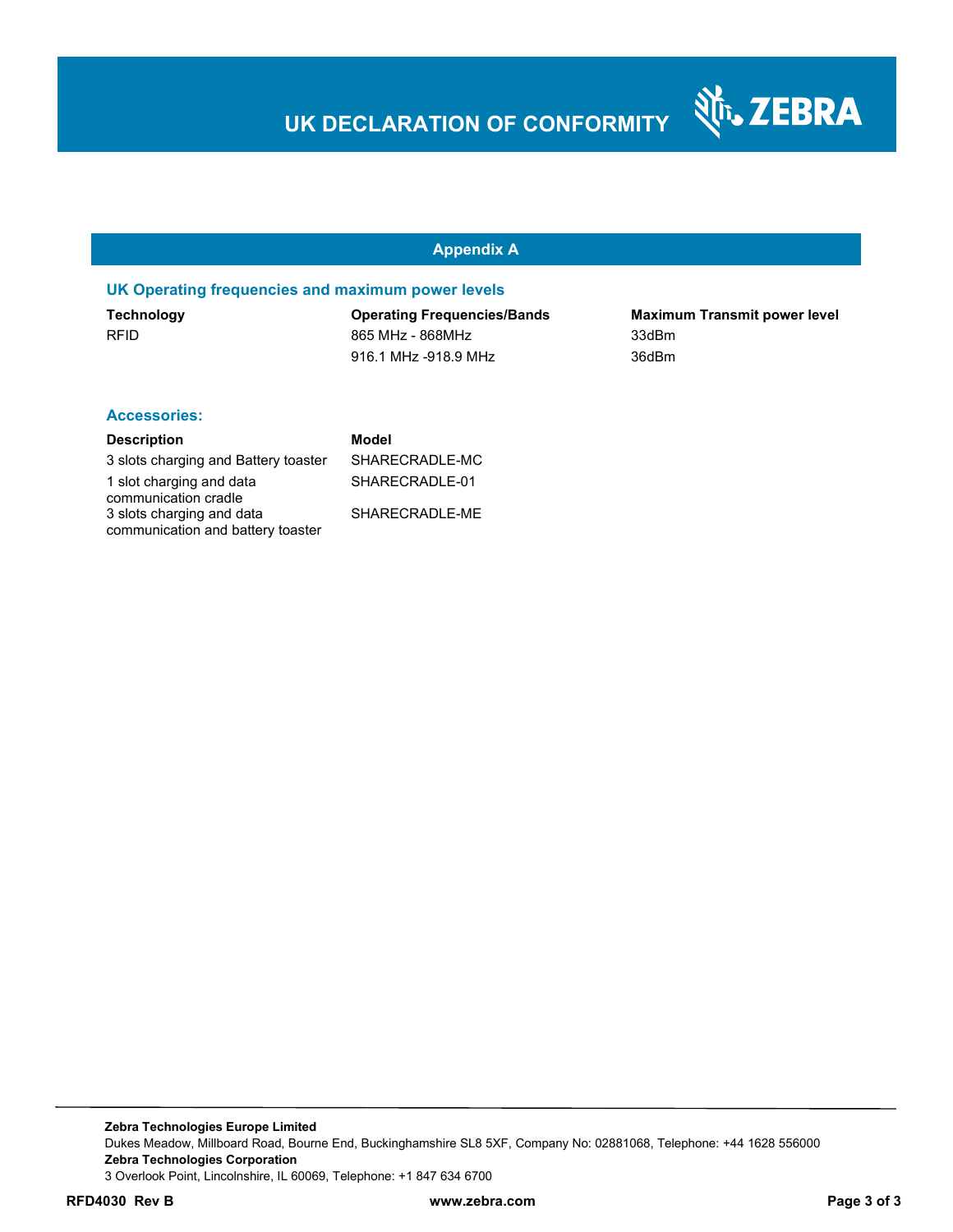# UK DECLARATION OF CONFORMITY

## Appendix A

### UK Operating frequencies and maximum power levels

| Technology | Operating Frequencies/Bands | Maximum Transmit power level |
|---|---|---|
| RFID | 865 MHz - 868MHz | 33dBm |
| | 916.1 MHz -918.9 MHz | 36dBm |

### Accessories:

| Description | Model |
|---|---|
| 3 slots charging and Battery toaster | SHARECRADLE-MC |
| 1 slot charging and data communication cradle | SHARECRADLE-01 |
| 3 slots charging and data communication and battery toaster | SHARECRADLE-ME |

**Zebra Technologies Europe Limited**
Dukes Meadow, Millboard Road, Bourne End, Buckinghamshire SL8 5XF, Company No: 02881068, Telephone: +44 1628 556000
**Zebra Technologies Corporation**
3 Overlook Point, Lincolnshire, IL 60069, Telephone: +1 847 634 6700

**RFD4030 Rev B** **www.zebra.com**